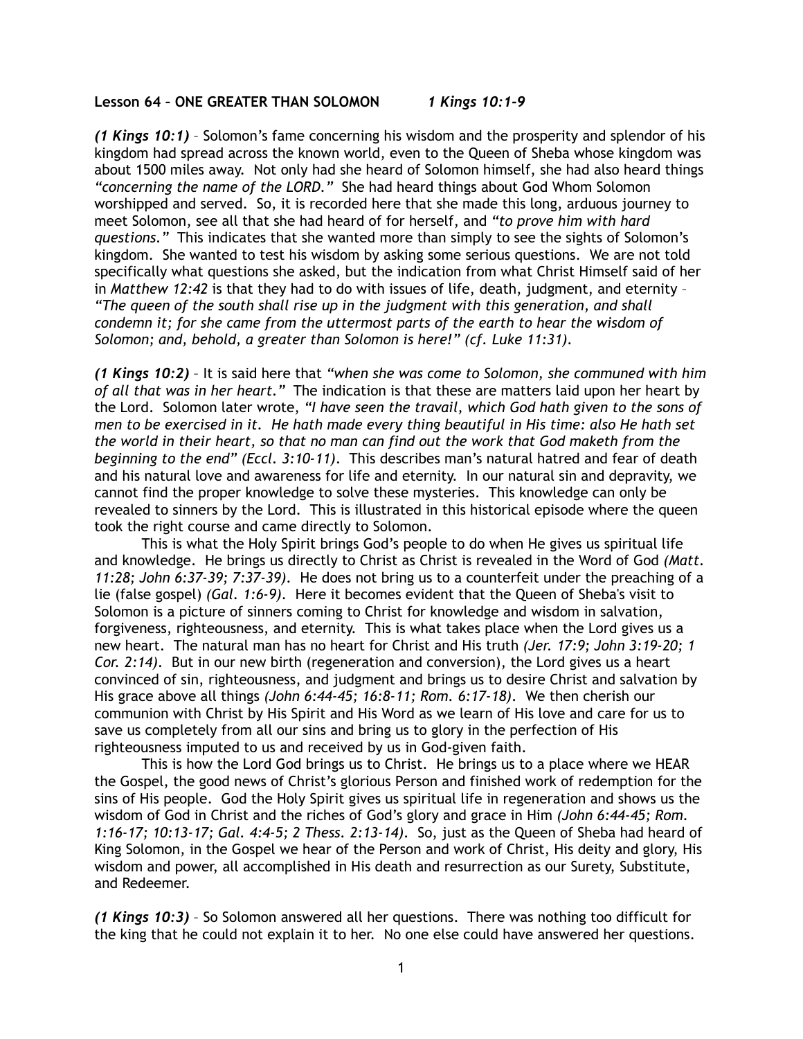**Lesson 64 – ONE GREATER THAN SOLOMON** ***1 Kings 10:1-9***

***(1 Kings 10:1)*** – Solomon's fame concerning his wisdom and the prosperity and splendor of his kingdom had spread across the known world, even to the Queen of Sheba whose kingdom was about 1500 miles away. Not only had she heard of Solomon himself, she had also heard things *"concerning the name of the LORD."* She had heard things about God Whom Solomon worshipped and served. So, it is recorded here that she made this long, arduous journey to meet Solomon, see all that she had heard of for herself, and *"to prove him with hard questions."* This indicates that she wanted more than simply to see the sights of Solomon's kingdom. She wanted to test his wisdom by asking some serious questions. We are not told specifically what questions she asked, but the indication from what Christ Himself said of her in *Matthew 12:42* is that they had to do with issues of life, death, judgment, and eternity – *"The queen of the south shall rise up in the judgment with this generation, and shall condemn it; for she came from the uttermost parts of the earth to hear the wisdom of Solomon; and, behold, a greater than Solomon is here!" (cf. Luke 11:31).*

***(1 Kings 10:2)*** – It is said here that *"when she was come to Solomon, she communed with him of all that was in her heart."* The indication is that these are matters laid upon her heart by the Lord. Solomon later wrote, *"I have seen the travail, which God hath given to the sons of men to be exercised in it. He hath made every thing beautiful in His time: also He hath set the world in their heart, so that no man can find out the work that God maketh from the beginning to the end" (Eccl. 3:10-11).* This describes man's natural hatred and fear of death and his natural love and awareness for life and eternity. In our natural sin and depravity, we cannot find the proper knowledge to solve these mysteries. This knowledge can only be revealed to sinners by the Lord. This is illustrated in this historical episode where the queen took the right course and came directly to Solomon.

This is what the Holy Spirit brings God's people to do when He gives us spiritual life and knowledge. He brings us directly to Christ as Christ is revealed in the Word of God *(Matt. 11:28; John 6:37-39; 7:37-39).* He does not bring us to a counterfeit under the preaching of a lie (false gospel) *(Gal. 1:6-9).* Here it becomes evident that the Queen of Sheba's visit to Solomon is a picture of sinners coming to Christ for knowledge and wisdom in salvation, forgiveness, righteousness, and eternity. This is what takes place when the Lord gives us a new heart. The natural man has no heart for Christ and His truth *(Jer. 17:9; John 3:19-20; 1 Cor. 2:14).* But in our new birth (regeneration and conversion), the Lord gives us a heart convinced of sin, righteousness, and judgment and brings us to desire Christ and salvation by His grace above all things *(John 6:44-45; 16:8-11; Rom. 6:17-18).* We then cherish our communion with Christ by His Spirit and His Word as we learn of His love and care for us to save us completely from all our sins and bring us to glory in the perfection of His righteousness imputed to us and received by us in God-given faith.

This is how the Lord God brings us to Christ. He brings us to a place where we HEAR the Gospel, the good news of Christ's glorious Person and finished work of redemption for the sins of His people. God the Holy Spirit gives us spiritual life in regeneration and shows us the wisdom of God in Christ and the riches of God's glory and grace in Him *(John 6:44-45; Rom. 1:16-17; 10:13-17; Gal. 4:4-5; 2 Thess. 2:13-14).* So, just as the Queen of Sheba had heard of King Solomon, in the Gospel we hear of the Person and work of Christ, His deity and glory, His wisdom and power, all accomplished in His death and resurrection as our Surety, Substitute, and Redeemer.

***(1 Kings 10:3)*** – So Solomon answered all her questions. There was nothing too difficult for the king that he could not explain it to her. No one else could have answered her questions.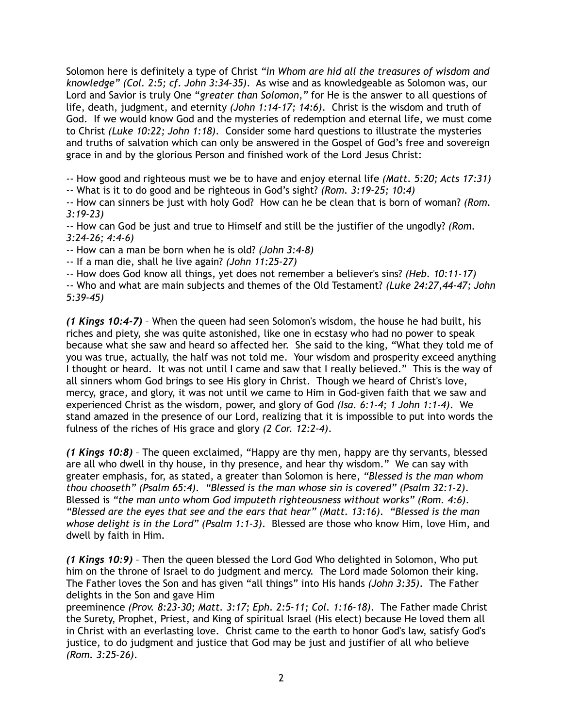Solomon here is definitely a type of Christ *"in Whom are hid all the treasures of wisdom and knowledge" (Col. 2:5; cf. John 3:34-35)*. As wise and as knowledgeable as Solomon was, our Lord and Savior is truly One "*greater than Solomon,"* for He is the answer to all questions of life, death, judgment, and eternity *(John 1:14-17; 14:6)*. Christ is the wisdom and truth of God. If we would know God and the mysteries of redemption and eternal life, we must come to Christ *(Luke 10:22; John 1:18)*. Consider some hard questions to illustrate the mysteries and truths of salvation which can only be answered in the Gospel of God's free and sovereign grace in and by the glorious Person and finished work of the Lord Jesus Christ:

-- How good and righteous must we be to have and enjoy eternal life *(Matt. 5:20; Acts 17:31)*
-- What is it to do good and be righteous in God's sight? *(Rom. 3:19-25; 10:4)*
-- How can sinners be just with holy God? How can he be clean that is born of woman? *(Rom. 3:19-23)*
-- How can God be just and true to Himself and still be the justifier of the ungodly? *(Rom. 3:24-26; 4:4-6)*
-- How can a man be born when he is old? *(John 3:4-8)*
-- If a man die, shall he live again? *(John 11:25-27)*
-- How does God know all things, yet does not remember a believer's sins? *(Heb. 10:11-17)*
-- Who and what are main subjects and themes of the Old Testament? *(Luke 24:27,44-47; John 5:39-45)*

***(1 Kings 10:4-7)*** – When the queen had seen Solomon's wisdom, the house he had built, his riches and piety, she was quite astonished, like one in ecstasy who had no power to speak because what she saw and heard so affected her. She said to the king, "What they told me of you was true, actually, the half was not told me. Your wisdom and prosperity exceed anything I thought or heard. It was not until I came and saw that I really believed." This is the way of all sinners whom God brings to see His glory in Christ. Though we heard of Christ's love, mercy, grace, and glory, it was not until we came to Him in God-given faith that we saw and experienced Christ as the wisdom, power, and glory of God *(Isa. 6:1-4; 1 John 1:1-4)*. We stand amazed in the presence of our Lord, realizing that it is impossible to put into words the fulness of the riches of His grace and glory *(2 Cor. 12:2-4)*.

***(1 Kings 10:8)*** – The queen exclaimed, "Happy are thy men, happy are thy servants, blessed are all who dwell in thy house, in thy presence, and hear thy wisdom." We can say with greater emphasis, for, as stated, a greater than Solomon is here, *"Blessed is the man whom thou chooseth" (Psalm 65:4)*. *"Blessed is the man whose sin is covered" (Psalm 32:1-2)*. Blessed is *"the man unto whom God imputeth righteousness without works" (Rom. 4:6)*. *"Blessed are the eyes that see and the ears that hear" (Matt. 13:16)*. *"Blessed is the man whose delight is in the Lord" (Psalm 1:1-3)*. Blessed are those who know Him, love Him, and dwell by faith in Him.

***(1 Kings 10:9)*** – Then the queen blessed the Lord God Who delighted in Solomon, Who put him on the throne of Israel to do judgment and mercy. The Lord made Solomon their king. The Father loves the Son and has given "all things" into His hands *(John 3:35)*. The Father delights in the Son and gave Him preeminence *(Prov. 8:23-30; Matt. 3:17; Eph. 2:5-11; Col. 1:16-18)*. The Father made Christ the Surety, Prophet, Priest, and King of spiritual Israel (His elect) because He loved them all in Christ with an everlasting love. Christ came to the earth to honor God's law, satisfy God's justice, to do judgment and justice that God may be just and justifier of all who believe *(Rom. 3:25-26)*.